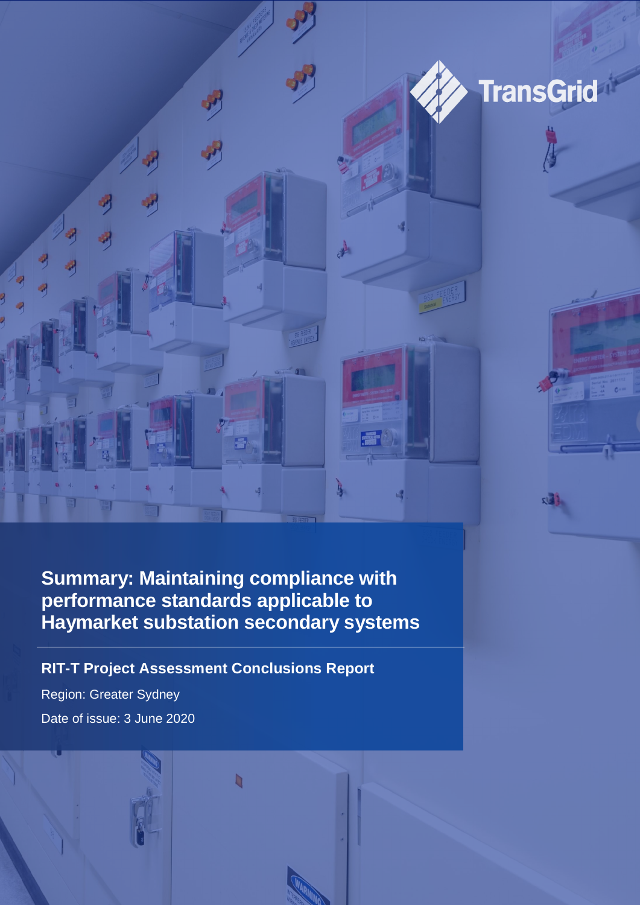TransGrid

# Summary: Maintaining compliance with performance standards applicable to Haymarket substation secondary systems

## RIT-T Project Assessment Conclusions Report

Region: Greater Sydney

Date of issue: 3 June 2020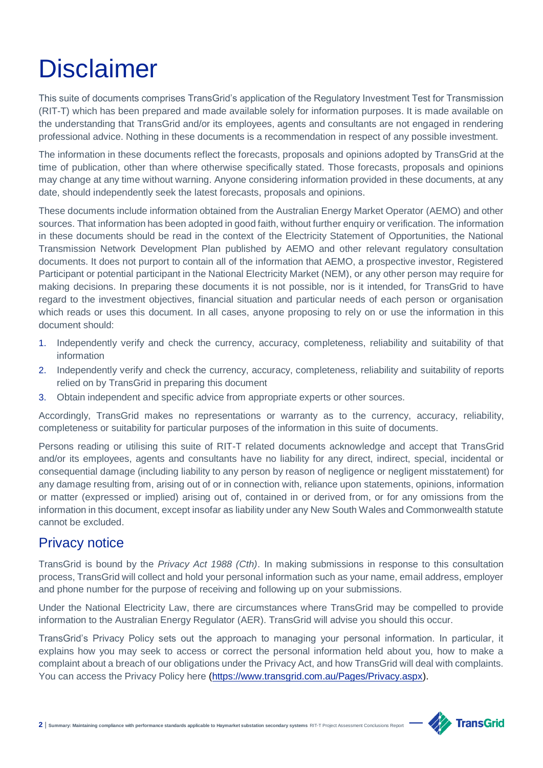# Disclaimer

This suite of documents comprises TransGrid's application of the Regulatory Investment Test for Transmission (RIT-T) which has been prepared and made available solely for information purposes. It is made available on the understanding that TransGrid and/or its employees, agents and consultants are not engaged in rendering professional advice. Nothing in these documents is a recommendation in respect of any possible investment.

The information in these documents reflect the forecasts, proposals and opinions adopted by TransGrid at the time of publication, other than where otherwise specifically stated. Those forecasts, proposals and opinions may change at any time without warning. Anyone considering information provided in these documents, at any date, should independently seek the latest forecasts, proposals and opinions.

These documents include information obtained from the Australian Energy Market Operator (AEMO) and other sources. That information has been adopted in good faith, without further enquiry or verification. The information in these documents should be read in the context of the Electricity Statement of Opportunities, the National Transmission Network Development Plan published by AEMO and other relevant regulatory consultation documents. It does not purport to contain all of the information that AEMO, a prospective investor, Registered Participant or potential participant in the National Electricity Market (NEM), or any other person may require for making decisions. In preparing these documents it is not possible, nor is it intended, for TransGrid to have regard to the investment objectives, financial situation and particular needs of each person or organisation which reads or uses this document. In all cases, anyone proposing to rely on or use the information in this document should:

1. Independently verify and check the currency, accuracy, completeness, reliability and suitability of that information
2. Independently verify and check the currency, accuracy, completeness, reliability and suitability of reports relied on by TransGrid in preparing this document
3. Obtain independent and specific advice from appropriate experts or other sources.

Accordingly, TransGrid makes no representations or warranty as to the currency, accuracy, reliability, completeness or suitability for particular purposes of the information in this suite of documents.

Persons reading or utilising this suite of RIT-T related documents acknowledge and accept that TransGrid and/or its employees, agents and consultants have no liability for any direct, indirect, special, incidental or consequential damage (including liability to any person by reason of negligence or negligent misstatement) for any damage resulting from, arising out of or in connection with, reliance upon statements, opinions, information or matter (expressed or implied) arising out of, contained in or derived from, or for any omissions from the information in this document, except insofar as liability under any New South Wales and Commonwealth statute cannot be excluded.

## Privacy notice

TransGrid is bound by the *Privacy Act 1988 (Cth)*. In making submissions in response to this consultation process, TransGrid will collect and hold your personal information such as your name, email address, employer and phone number for the purpose of receiving and following up on your submissions.

Under the National Electricity Law, there are circumstances where TransGrid may be compelled to provide information to the Australian Energy Regulator (AER). TransGrid will advise you should this occur.

TransGrid's Privacy Policy sets out the approach to managing your personal information. In particular, it explains how you may seek to access or correct the personal information held about you, how to make a complaint about a breach of our obligations under the Privacy Act, and how TransGrid will deal with complaints. You can access the Privacy Policy here (https://www.transgrid.com.au/Pages/Privacy.aspx).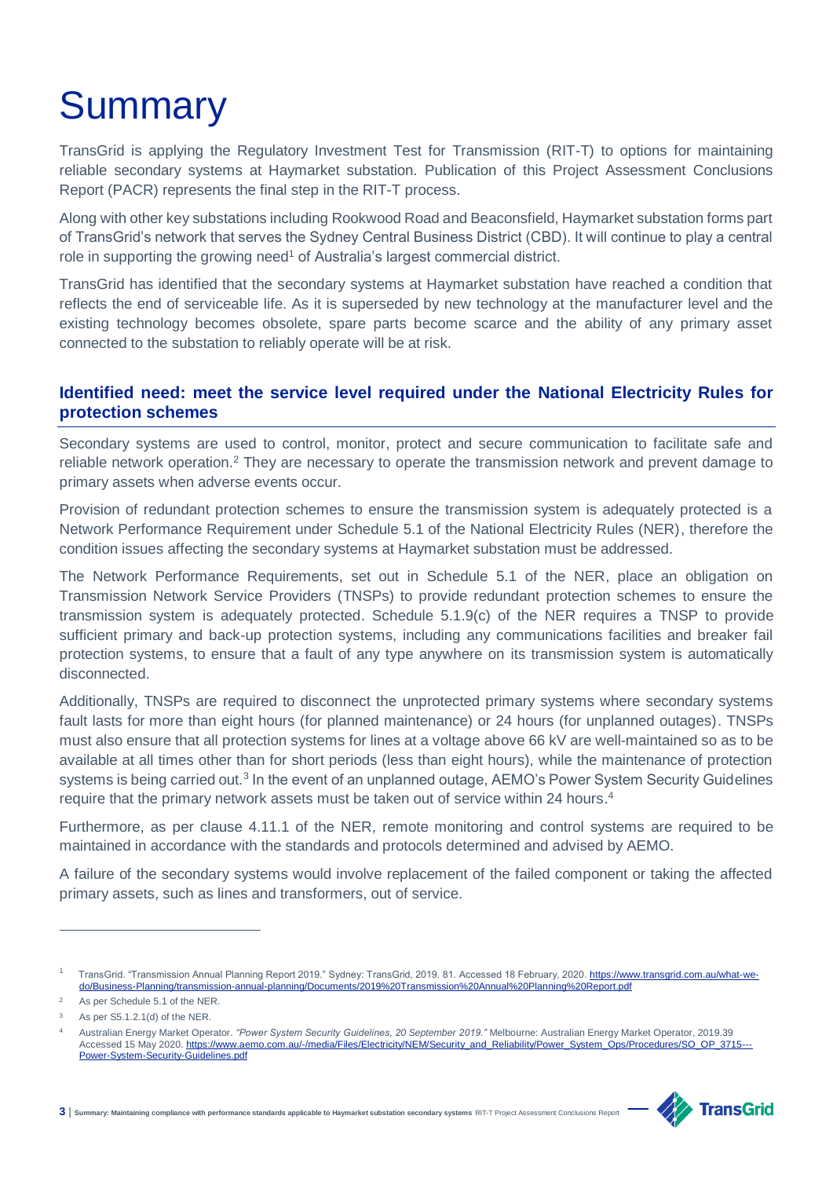# Summary

TransGrid is applying the Regulatory Investment Test for Transmission (RIT-T) to options for maintaining reliable secondary systems at Haymarket substation. Publication of this Project Assessment Conclusions Report (PACR) represents the final step in the RIT-T process.

Along with other key substations including Rookwood Road and Beaconsfield, Haymarket substation forms part of TransGrid's network that serves the Sydney Central Business District (CBD). It will continue to play a central role in supporting the growing need[1] of Australia's largest commercial district.

TransGrid has identified that the secondary systems at Haymarket substation have reached a condition that reflects the end of serviceable life. As it is superseded by new technology at the manufacturer level and the existing technology becomes obsolete, spare parts become scarce and the ability of any primary asset connected to the substation to reliably operate will be at risk.

## Identified need: meet the service level required under the National Electricity Rules for protection schemes

Secondary systems are used to control, monitor, protect and secure communication to facilitate safe and reliable network operation.[2] They are necessary to operate the transmission network and prevent damage to primary assets when adverse events occur.

Provision of redundant protection schemes to ensure the transmission system is adequately protected is a Network Performance Requirement under Schedule 5.1 of the National Electricity Rules (NER), therefore the condition issues affecting the secondary systems at Haymarket substation must be addressed.

The Network Performance Requirements, set out in Schedule 5.1 of the NER, place an obligation on Transmission Network Service Providers (TNSPs) to provide redundant protection schemes to ensure the transmission system is adequately protected. Schedule 5.1.9(c) of the NER requires a TNSP to provide sufficient primary and back-up protection systems, including any communications facilities and breaker fail protection systems, to ensure that a fault of any type anywhere on its transmission system is automatically disconnected.

Additionally, TNSPs are required to disconnect the unprotected primary systems where secondary systems fault lasts for more than eight hours (for planned maintenance) or 24 hours (for unplanned outages). TNSPs must also ensure that all protection systems for lines at a voltage above 66 kV are well-maintained so as to be available at all times other than for short periods (less than eight hours), while the maintenance of protection systems is being carried out.[3] In the event of an unplanned outage, AEMO's Power System Security Guidelines require that the primary network assets must be taken out of service within 24 hours.[4]

Furthermore, as per clause 4.11.1 of the NER, remote monitoring and control systems are required to be maintained in accordance with the standards and protocols determined and advised by AEMO.

A failure of the secondary systems would involve replacement of the failed component or taking the affected primary assets, such as lines and transformers, out of service.

---

[1] TransGrid. "Transmission Annual Planning Report 2019." Sydney: TransGrid, 2019. 81. Accessed 18 February, 2020. https://www.transgrid.com.au/what-we-do/Business-Planning/transmission-annual-planning/Documents/2019%20Transmission%20Annual%20Planning%20Report.pdf

[2] As per Schedule 5.1 of the NER.

[3] As per S5.1.2.1(d) of the NER.

[4] Australian Energy Market Operator. *"Power System Security Guidelines, 20 September 2019."* Melbourne: Australian Energy Market Operator, 2019.39 Accessed 15 May 2020. https://www.aemo.com.au/-/media/Files/Electricity/NEM/Security_and_Reliability/Power_System_Ops/Procedures/SO_OP_3715---Power-System-Security-Guidelines.pdf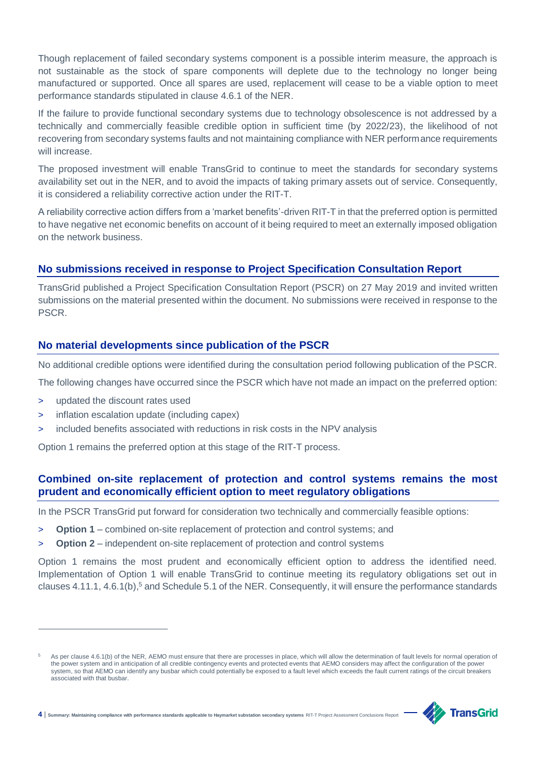Though replacement of failed secondary systems component is a possible interim measure, the approach is not sustainable as the stock of spare components will deplete due to the technology no longer being manufactured or supported. Once all spares are used, replacement will cease to be a viable option to meet performance standards stipulated in clause 4.6.1 of the NER.

If the failure to provide functional secondary systems due to technology obsolescence is not addressed by a technically and commercially feasible credible option in sufficient time (by 2022/23), the likelihood of not recovering from secondary systems faults and not maintaining compliance with NER performance requirements will increase.

The proposed investment will enable TransGrid to continue to meet the standards for secondary systems availability set out in the NER, and to avoid the impacts of taking primary assets out of service. Consequently, it is considered a reliability corrective action under the RIT-T.

A reliability corrective action differs from a 'market benefits'-driven RIT-T in that the preferred option is permitted to have negative net economic benefits on account of it being required to meet an externally imposed obligation on the network business.

## No submissions received in response to Project Specification Consultation Report

TransGrid published a Project Specification Consultation Report (PSCR) on 27 May 2019 and invited written submissions on the material presented within the document. No submissions were received in response to the PSCR.

## No material developments since publication of the PSCR

No additional credible options were identified during the consultation period following publication of the PSCR.

The following changes have occurred since the PSCR which have not made an impact on the preferred option:

- updated the discount rates used
- inflation escalation update (including capex)
- included benefits associated with reductions in risk costs in the NPV analysis

Option 1 remains the preferred option at this stage of the RIT-T process.

## Combined on-site replacement of protection and control systems remains the most prudent and economically efficient option to meet regulatory obligations

In the PSCR TransGrid put forward for consideration two technically and commercially feasible options:

- **Option 1** – combined on-site replacement of protection and control systems; and
- **Option 2** – independent on-site replacement of protection and control systems

Option 1 remains the most prudent and economically efficient option to address the identified need. Implementation of Option 1 will enable TransGrid to continue meeting its regulatory obligations set out in clauses 4.11.1, 4.6.1(b),[5] and Schedule 5.1 of the NER. Consequently, it will ensure the performance standards

---

[5] As per clause 4.6.1(b) of the NER, AEMO must ensure that there are processes in place, which will allow the determination of fault levels for normal operation of the power system and in anticipation of all credible contingency events and protected events that AEMO considers may affect the configuration of the power system, so that AEMO can identify any busbar which could potentially be exposed to a fault level which exceeds the fault current ratings of the circuit breakers associated with that busbar.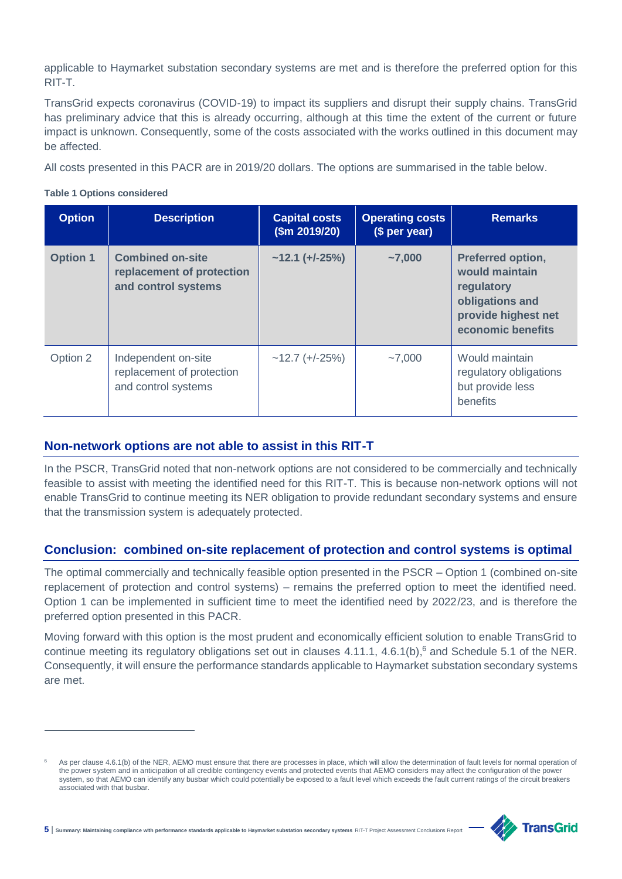applicable to Haymarket substation secondary systems are met and is therefore the preferred option for this RIT-T.

TransGrid expects coronavirus (COVID-19) to impact its suppliers and disrupt their supply chains. TransGrid has preliminary advice that this is already occurring, although at this time the extent of the current or future impact is unknown. Consequently, some of the costs associated with the works outlined in this document may be affected.

All costs presented in this PACR are in 2019/20 dollars. The options are summarised in the table below.

**Table 1 Options considered**

| Option | Description | Capital costs ($m 2019/20) | Operating costs ($ per year) | Remarks |
|---|---|---|---|---|
| **Option 1** | **Combined on-site replacement of protection and control systems** | **~12.1 (+/-25%)** | **~7,000** | **Preferred option, would maintain regulatory obligations and provide highest net economic benefits** |
| Option 2 | Independent on-site replacement of protection and control systems | ~12.7 (+/-25%) | ~7,000 | Would maintain regulatory obligations but provide less benefits |

## Non-network options are not able to assist in this RIT-T

In the PSCR, TransGrid noted that non-network options are not considered to be commercially and technically feasible to assist with meeting the identified need for this RIT-T. This is because non-network options will not enable TransGrid to continue meeting its NER obligation to provide redundant secondary systems and ensure that the transmission system is adequately protected.

## Conclusion: combined on-site replacement of protection and control systems is optimal

The optimal commercially and technically feasible option presented in the PSCR – Option 1 (combined on-site replacement of protection and control systems) – remains the preferred option to meet the identified need. Option 1 can be implemented in sufficient time to meet the identified need by 2022/23, and is therefore the preferred option presented in this PACR.

Moving forward with this option is the most prudent and economically efficient solution to enable TransGrid to continue meeting its regulatory obligations set out in clauses 4.11.1, 4.6.1(b),[6] and Schedule 5.1 of the NER. Consequently, it will ensure the performance standards applicable to Haymarket substation secondary systems are met.

[6] As per clause 4.6.1(b) of the NER, AEMO must ensure that there are processes in place, which will allow the determination of fault levels for normal operation of the power system and in anticipation of all credible contingency events and protected events that AEMO considers may affect the configuration of the power system, so that AEMO can identify any busbar which could potentially be exposed to a fault level which exceeds the fault current ratings of the circuit breakers associated with that busbar.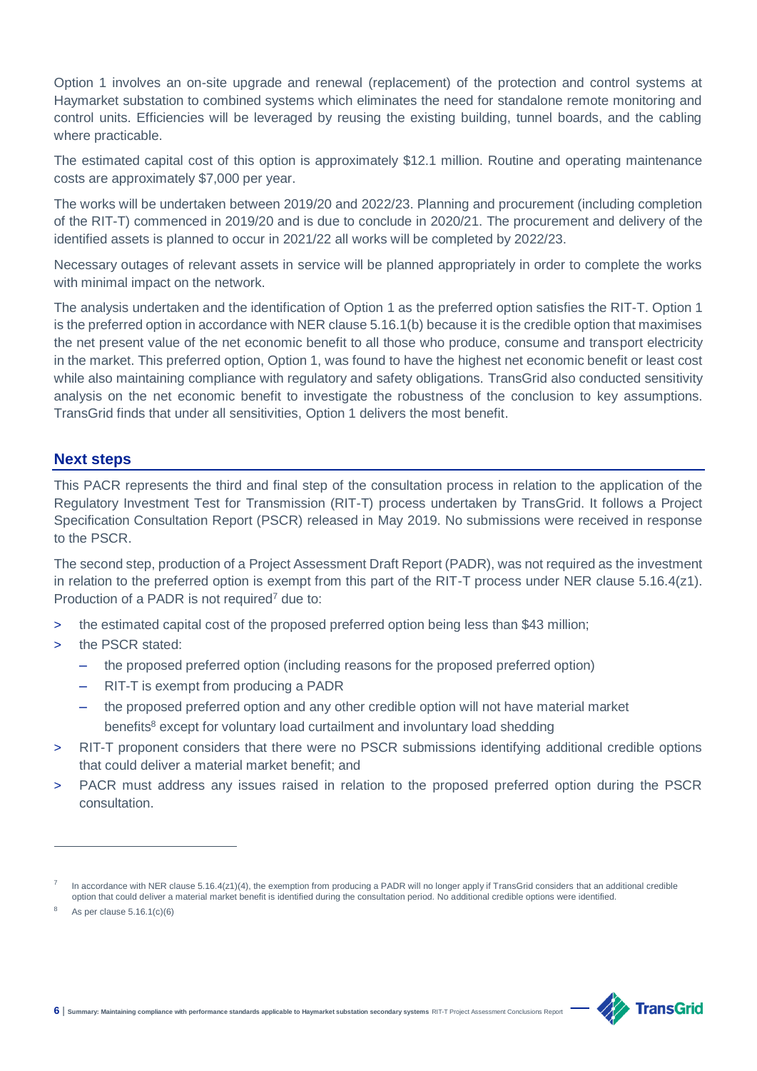Option 1 involves an on-site upgrade and renewal (replacement) of the protection and control systems at Haymarket substation to combined systems which eliminates the need for standalone remote monitoring and control units. Efficiencies will be leveraged by reusing the existing building, tunnel boards, and the cabling where practicable.

The estimated capital cost of this option is approximately $12.1 million. Routine and operating maintenance costs are approximately $7,000 per year.

The works will be undertaken between 2019/20 and 2022/23. Planning and procurement (including completion of the RIT-T) commenced in 2019/20 and is due to conclude in 2020/21. The procurement and delivery of the identified assets is planned to occur in 2021/22 all works will be completed by 2022/23.

Necessary outages of relevant assets in service will be planned appropriately in order to complete the works with minimal impact on the network.

The analysis undertaken and the identification of Option 1 as the preferred option satisfies the RIT-T. Option 1 is the preferred option in accordance with NER clause 5.16.1(b) because it is the credible option that maximises the net present value of the net economic benefit to all those who produce, consume and transport electricity in the market. This preferred option, Option 1, was found to have the highest net economic benefit or least cost while also maintaining compliance with regulatory and safety obligations. TransGrid also conducted sensitivity analysis on the net economic benefit to investigate the robustness of the conclusion to key assumptions. TransGrid finds that under all sensitivities, Option 1 delivers the most benefit.

## Next steps

This PACR represents the third and final step of the consultation process in relation to the application of the Regulatory Investment Test for Transmission (RIT-T) process undertaken by TransGrid. It follows a Project Specification Consultation Report (PSCR) released in May 2019. No submissions were received in response to the PSCR.

The second step, production of a Project Assessment Draft Report (PADR), was not required as the investment in relation to the preferred option is exempt from this part of the RIT-T process under NER clause 5.16.4(z1). Production of a PADR is not required[7] due to:

> the estimated capital cost of the proposed preferred option being less than $43 million;

> the PSCR stated:
  - the proposed preferred option (including reasons for the proposed preferred option)
  - RIT-T is exempt from producing a PADR
  - the proposed preferred option and any other credible option will not have material market benefits[8] except for voluntary load curtailment and involuntary load shedding

> RIT-T proponent considers that there were no PSCR submissions identifying additional credible options that could deliver a material market benefit; and

> PACR must address any issues raised in relation to the proposed preferred option during the PSCR consultation.

---

[7] In accordance with NER clause 5.16.4(z1)(4), the exemption from producing a PADR will no longer apply if TransGrid considers that an additional credible option that could deliver a material market benefit is identified during the consultation period. No additional credible options were identified.

[8] As per clause 5.16.1(c)(6)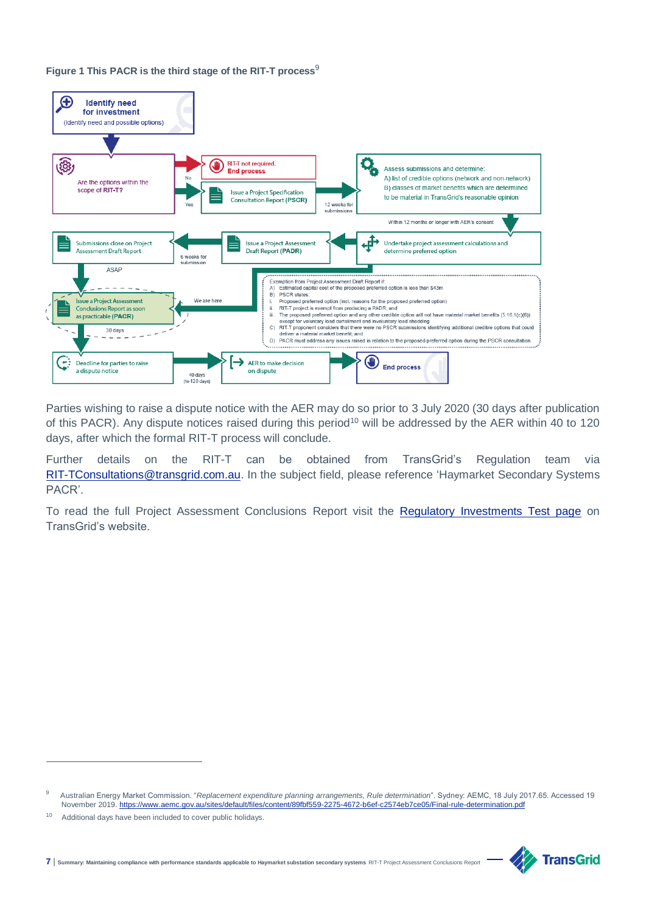**Figure 1 This PACR is the third stage of the RIT-T process**[9]

Identify need for investment
(Identify need and possible options)

Are the options within the scope of RIT-T?

No

Yes

RIT-T not required. End process

Issue a Project Specification Consultation Report (PSCR)

12 weeks for submissions

Assess submissions and determine:
A) list of credible options (network and non-network)
B) classes of market benefits which are determined to be material in TransGrid's reasonable opinion

Within 12 months or longer with AER's consent

Undertake project assessment calculations and determine preferred option

Issue a Project Assessment Draft Report (PADR)

6 weeks for submission

Submissions close on Project Assessment Draft Report

ASAP

Issue a Project Assessment Conclusions Report as soon as practicable (PACR)

We are here

30 days

Exemption from Project Assessment Draft Report if:
A) Estimated capital cost of the proposed preferred option is less than $43m
B) PSCR states:
i. Proposed preferred option (incl. reasons for the proposed preferred option)
ii. RIT-T project is exempt from producing a PADR; and
iii. The proposed preferred option and any other credible option will not have material market benefits (5.16.1(c)(6)) except for voluntary load curtailment and involuntary load shedding.
C) RIT-T proponent considers that there were no PSCR submissions identifying additional credible options that could deliver a material market benefit; and
D) PACR must address any issues raised in relation to the proposed preferred option during the PSCR consultation.

Deadline for parties to raise a dispute notice

40 days (to 120 days)

AER to make decision on dispute

End process

Parties wishing to raise a dispute notice with the AER may do so prior to 3 July 2020 (30 days after publication of this PACR). Any dispute notices raised during this period[10] will be addressed by the AER within 40 to 120 days, after which the formal RIT-T process will conclude.

Further details on the RIT-T can be obtained from TransGrid's Regulation team via RIT-TConsultations@transgrid.com.au. In the subject field, please reference 'Haymarket Secondary Systems PACR'.

To read the full Project Assessment Conclusions Report visit the Regulatory Investments Test page on TransGrid's website.

[9] Australian Energy Market Commission. "*Replacement expenditure planning arrangements, Rule determination*". Sydney: AEMC, 18 July 2017.65. Accessed 19 November 2019. https://www.aemc.gov.au/sites/default/files/content/89fbf559-2275-4672-b6ef-c2574eb7ce05/Final-rule-determination.pdf

[10] Additional days have been included to cover public holidays.